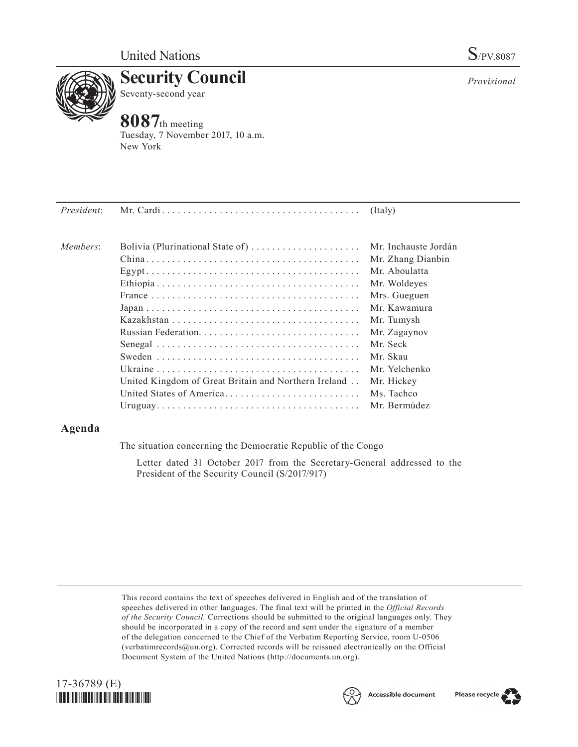United Nations

S/PV.8087

# Security Council

Seventy-second year

*Provisional*

## 8087th meeting

Tuesday, 7 November 2017, 10 a.m.
New York

| | | |
|---|---|---|
| *President*: | Mr. Cardi | (Italy) |
| *Members*: | Bolivia (Plurinational State of) | Mr. Inchauste Jordán |
| | China | Mr. Zhang Dianbin |
| | Egypt | Mr. Aboulatta |
| | Ethiopia | Mr. Woldeyes |
| | France | Mrs. Gueguen |
| | Japan | Mr. Kawamura |
| | Kazakhstan | Mr. Tumysh |
| | Russian Federation | Mr. Zagaynov |
| | Senegal | Mr. Seck |
| | Sweden | Mr. Skau |
| | Ukraine | Mr. Yelchenko |
| | United Kingdom of Great Britain and Northern Ireland | Mr. Hickey |
| | United States of America | Ms. Tachco |
| | Uruguay | Mr. Bermúdez |

## Agenda

The situation concerning the Democratic Republic of the Congo

Letter dated 31 October 2017 from the Secretary-General addressed to the President of the Security Council (S/2017/917)

This record contains the text of speeches delivered in English and of the translation of speeches delivered in other languages. The final text will be printed in the *Official Records of the Security Council.* Corrections should be submitted to the original languages only. They should be incorporated in a copy of the record and sent under the signature of a member of the delegation concerned to the Chief of the Verbatim Reporting Service, room U-0506 (verbatimrecords@un.org). Corrected records will be reissued electronically on the Official Document System of the United Nations (http://documents.un.org).

17-36789 (E)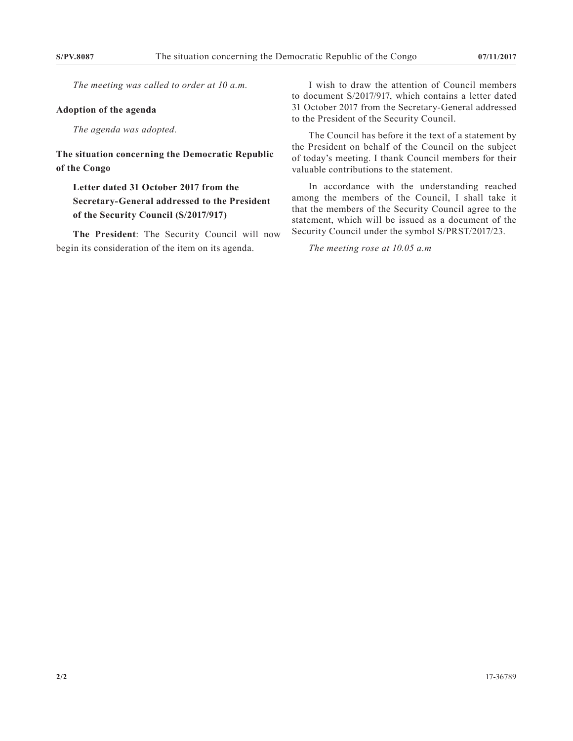*The meeting was called to order at 10 a.m.*

**Adoption of the agenda**

*The agenda was adopted.*

**The situation concerning the Democratic Republic of the Congo**

**Letter dated 31 October 2017 from the Secretary-General addressed to the President of the Security Council (S/2017/917)**

**The President**: The Security Council will now begin its consideration of the item on its agenda.

I wish to draw the attention of Council members to document S/2017/917, which contains a letter dated 31 October 2017 from the Secretary-General addressed to the President of the Security Council.

The Council has before it the text of a statement by the President on behalf of the Council on the subject of today's meeting. I thank Council members for their valuable contributions to the statement.

In accordance with the understanding reached among the members of the Council, I shall take it that the members of the Security Council agree to the statement, which will be issued as a document of the Security Council under the symbol S/PRST/2017/23.

*The meeting rose at 10.05 a.m*